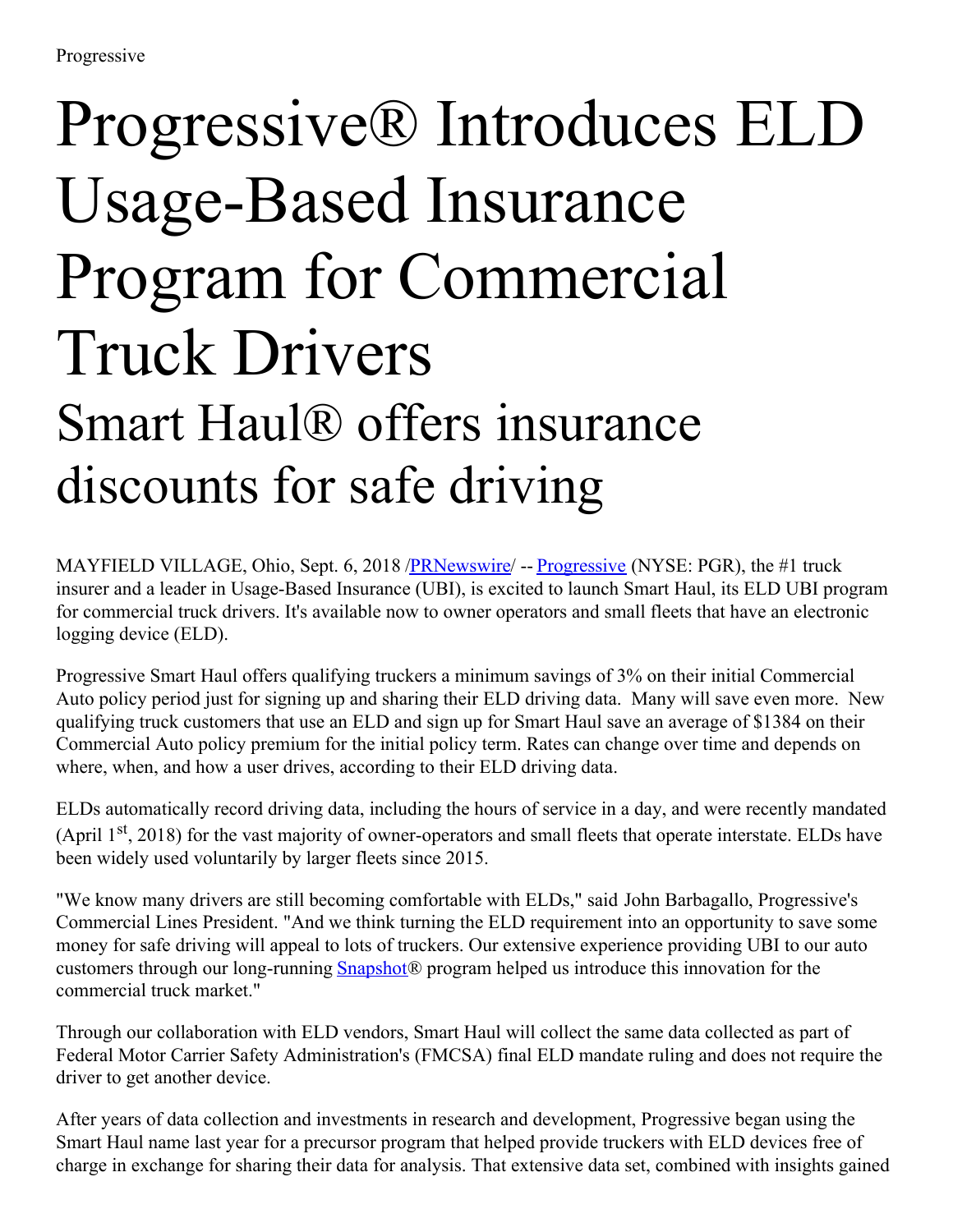Progressive

# Progressive® Introduces ELD Usage-Based Insurance Program for Commercial Truck Drivers

## Smart Haul® offers insurance discounts for safe driving

MAYFIELD VILLAGE, Ohio, Sept. 6, 2018 /PRNewswire/ -- Progressive (NYSE: PGR), the #1 truck insurer and a leader in Usage-Based Insurance (UBI), is excited to launch Smart Haul, its ELD UBI program for commercial truck drivers. It's available now to owner operators and small fleets that have an electronic logging device (ELD).

Progressive Smart Haul offers qualifying truckers a minimum savings of 3% on their initial Commercial Auto policy period just for signing up and sharing their ELD driving data. Many will save even more. New qualifying truck customers that use an ELD and sign up for Smart Haul save an average of $1384 on their Commercial Auto policy premium for the initial policy term. Rates can change over time and depends on where, when, and how a user drives, according to their ELD driving data.

ELDs automatically record driving data, including the hours of service in a day, and were recently mandated (April 1st, 2018) for the vast majority of owner-operators and small fleets that operate interstate. ELDs have been widely used voluntarily by larger fleets since 2015.

"We know many drivers are still becoming comfortable with ELDs," said John Barbagallo, Progressive's Commercial Lines President. "And we think turning the ELD requirement into an opportunity to save some money for safe driving will appeal to lots of truckers. Our extensive experience providing UBI to our auto customers through our long-running Snapshot® program helped us introduce this innovation for the commercial truck market."

Through our collaboration with ELD vendors, Smart Haul will collect the same data collected as part of Federal Motor Carrier Safety Administration's (FMCSA) final ELD mandate ruling and does not require the driver to get another device.

After years of data collection and investments in research and development, Progressive began using the Smart Haul name last year for a precursor program that helped provide truckers with ELD devices free of charge in exchange for sharing their data for analysis. That extensive data set, combined with insights gained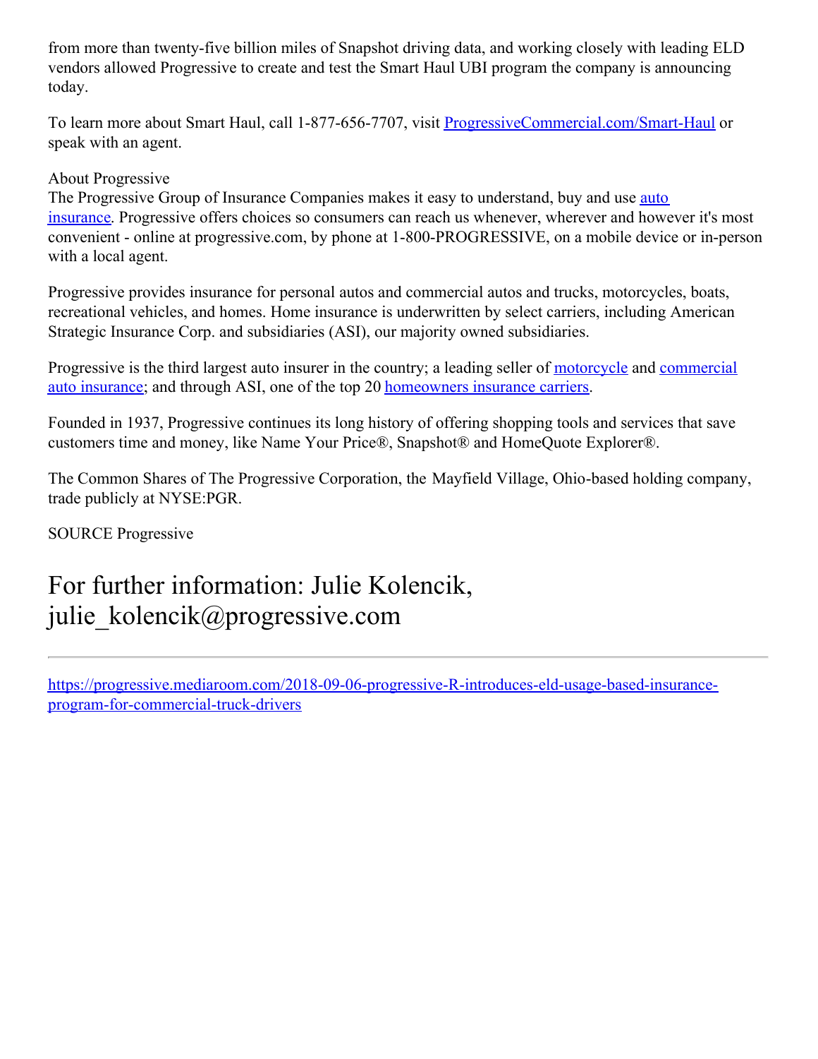from more than twenty-five billion miles of Snapshot driving data, and working closely with leading ELD vendors allowed Progressive to create and test the Smart Haul UBI program the company is announcing today.

To learn more about Smart Haul, call 1-877-656-7707, visit [ProgressiveCommercial.com/Smart-Haul](ProgressiveCommercial.com/Smart-Haul) or speak with an agent.

About Progressive
The Progressive Group of Insurance Companies makes it easy to understand, buy and use auto insurance. Progressive offers choices so consumers can reach us whenever, wherever and however it's most convenient - online at progressive.com, by phone at 1-800-PROGRESSIVE, on a mobile device or in-person with a local agent.

Progressive provides insurance for personal autos and commercial autos and trucks, motorcycles, boats, recreational vehicles, and homes. Home insurance is underwritten by select carriers, including American Strategic Insurance Corp. and subsidiaries (ASI), our majority owned subsidiaries.

Progressive is the third largest auto insurer in the country; a leading seller of motorcycle and commercial auto insurance; and through ASI, one of the top 20 homeowners insurance carriers.

Founded in 1937, Progressive continues its long history of offering shopping tools and services that save customers time and money, like Name Your Price®, Snapshot® and HomeQuote Explorer®.

The Common Shares of The Progressive Corporation, the Mayfield Village, Ohio-based holding company, trade publicly at NYSE:PGR.

SOURCE Progressive

# For further information: Julie Kolencik, julie_kolencik@progressive.com

---

https://progressive.mediaroom.com/2018-09-06-progressive-R-introduces-eld-usage-based-insurance-program-for-commercial-truck-drivers